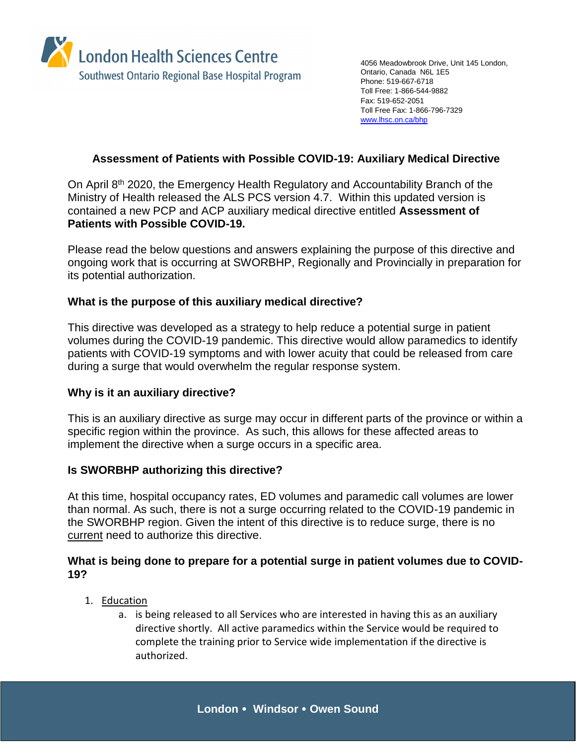London Health Sciences Centre
Southwest Ontario Regional Base Hospital Program

4056 Meadowbrook Drive, Unit 145 London,
Ontario, Canada N6L 1E5
Phone: 519-667-6718
Toll Free: 1-866-544-9882
Fax: 519-652-2051
Toll Free Fax: 1-866-796-7329
www.lhsc.on.ca/bhp

## Assessment of Patients with Possible COVID-19: Auxiliary Medical Directive

On April 8th 2020, the Emergency Health Regulatory and Accountability Branch of the Ministry of Health released the ALS PCS version 4.7. Within this updated version is contained a new PCP and ACP auxiliary medical directive entitled **Assessment of Patients with Possible COVID-19.**

Please read the below questions and answers explaining the purpose of this directive and ongoing work that is occurring at SWORBHP, Regionally and Provincially in preparation for its potential authorization.

### What is the purpose of this auxiliary medical directive?

This directive was developed as a strategy to help reduce a potential surge in patient volumes during the COVID-19 pandemic. This directive would allow paramedics to identify patients with COVID-19 symptoms and with lower acuity that could be released from care during a surge that would overwhelm the regular response system.

### Why is it an auxiliary directive?

This is an auxiliary directive as surge may occur in different parts of the province or within a specific region within the province. As such, this allows for these affected areas to implement the directive when a surge occurs in a specific area.

### Is SWORBHP authorizing this directive?

At this time, hospital occupancy rates, ED volumes and paramedic call volumes are lower than normal. As such, there is not a surge occurring related to the COVID-19 pandemic in the SWORBHP region. Given the intent of this directive is to reduce surge, there is no current need to authorize this directive.

### What is being done to prepare for a potential surge in patient volumes due to COVID-19?

1. Education
   a. is being released to all Services who are interested in having this as an auxiliary directive shortly. All active paramedics within the Service would be required to complete the training prior to Service wide implementation if the directive is authorized.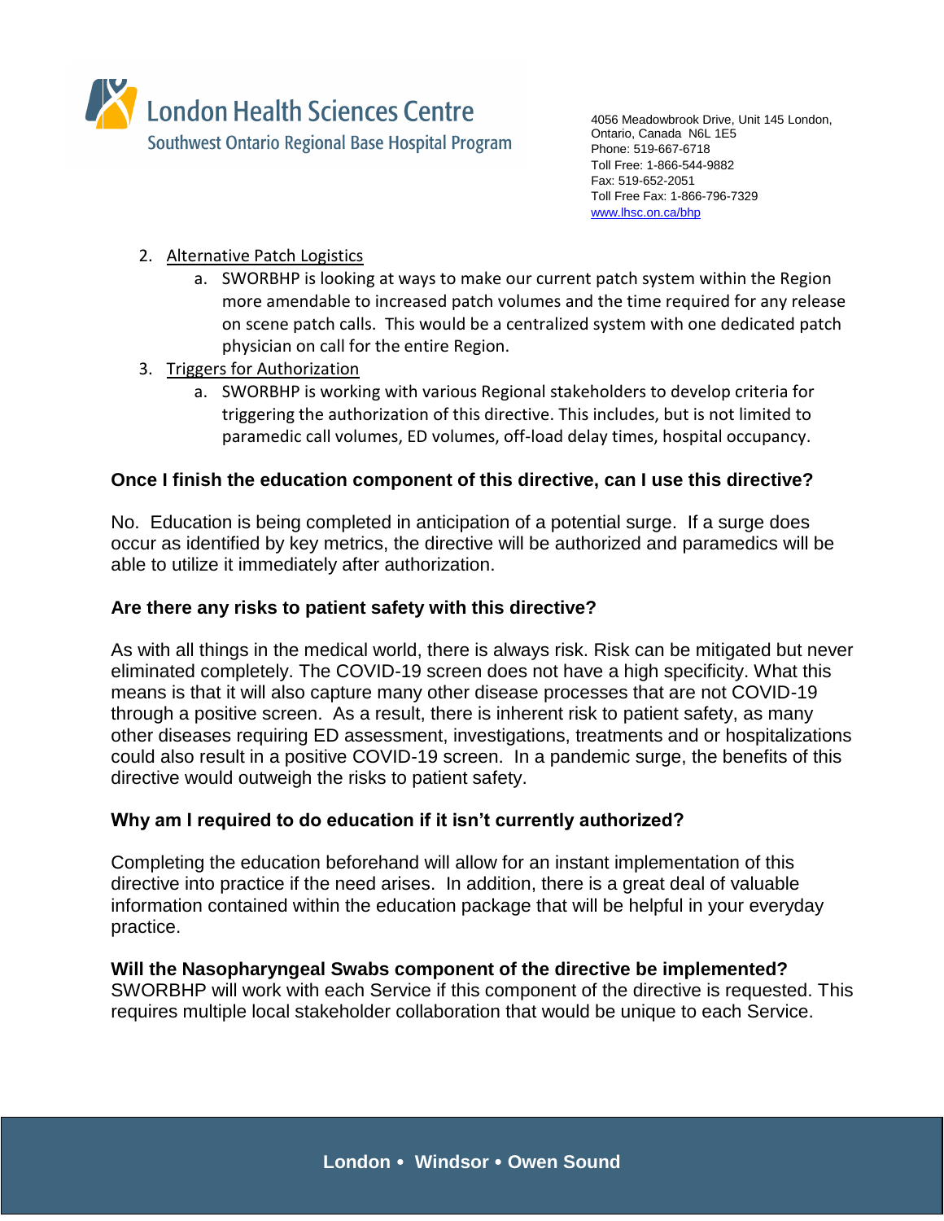2. Alternative Patch Logistics
   a. SWORBHP is looking at ways to make our current patch system within the Region more amendable to increased patch volumes and the time required for any release on scene patch calls. This would be a centralized system with one dedicated patch physician on call for the entire Region.
3. Triggers for Authorization
   a. SWORBHP is working with various Regional stakeholders to develop criteria for triggering the authorization of this directive. This includes, but is not limited to paramedic call volumes, ED volumes, off-load delay times, hospital occupancy.

**Once I finish the education component of this directive, can I use this directive?**

No. Education is being completed in anticipation of a potential surge. If a surge does occur as identified by key metrics, the directive will be authorized and paramedics will be able to utilize it immediately after authorization.

**Are there any risks to patient safety with this directive?**

As with all things in the medical world, there is always risk. Risk can be mitigated but never eliminated completely. The COVID-19 screen does not have a high specificity. What this means is that it will also capture many other disease processes that are not COVID-19 through a positive screen. As a result, there is inherent risk to patient safety, as many other diseases requiring ED assessment, investigations, treatments and or hospitalizations could also result in a positive COVID-19 screen. In a pandemic surge, the benefits of this directive would outweigh the risks to patient safety.

**Why am I required to do education if it isn't currently authorized?**

Completing the education beforehand will allow for an instant implementation of this directive into practice if the need arises. In addition, there is a great deal of valuable information contained within the education package that will be helpful in your everyday practice.

**Will the Nasopharyngeal Swabs component of the directive be implemented?**
SWORBHP will work with each Service if this component of the directive is requested. This requires multiple local stakeholder collaboration that would be unique to each Service.